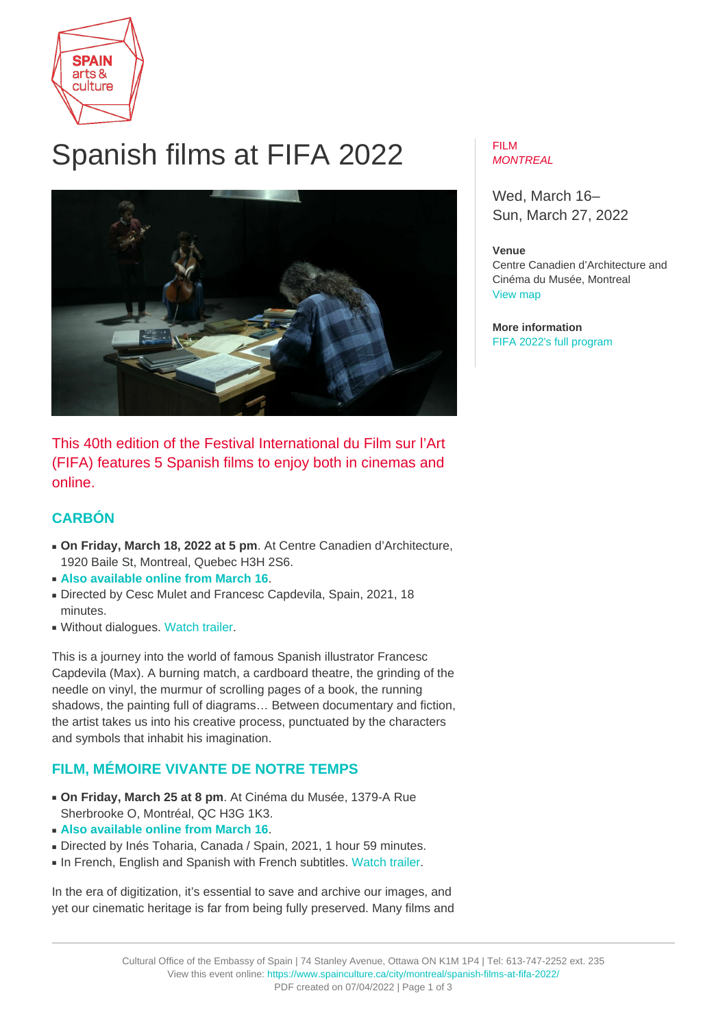SPAIN arts & culture

# Spanish films at FIFA 2022

FILM
*MONTREAL*

Wed, March 16–
Sun, March 27, 2022

**Venue**
Centre Canadien d'Architecture and Cinéma du Musée, Montreal
View map

**More information**
FIFA 2022's full program

This 40th edition of the Festival International du Film sur l'Art (FIFA) features 5 Spanish films to enjoy both in cinemas and online.

## CARBÓN

- **On Friday, March 18, 2022 at 5 pm**. At Centre Canadien d'Architecture, 1920 Baile St, Montreal, Quebec H3H 2S6.
- **Also available online from March 16**.
- Directed by Cesc Mulet and Francesc Capdevila, Spain, 2021, 18 minutes.
- Without dialogues. Watch trailer.

This is a journey into the world of famous Spanish illustrator Francesc Capdevila (Max). A burning match, a cardboard theatre, the grinding of the needle on vinyl, the murmur of scrolling pages of a book, the running shadows, the painting full of diagrams… Between documentary and fiction, the artist takes us into his creative process, punctuated by the characters and symbols that inhabit his imagination.

## FILM, MÉMOIRE VIVANTE DE NOTRE TEMPS

- **On Friday, March 25 at 8 pm**. At Cinéma du Musée, 1379-A Rue Sherbrooke O, Montréal, QC H3G 1K3.
- **Also available online from March 16**.
- Directed by Inés Toharia, Canada / Spain, 2021, 1 hour 59 minutes.
- In French, English and Spanish with French subtitles. Watch trailer.

In the era of digitization, it's essential to save and archive our images, and yet our cinematic heritage is far from being fully preserved. Many films and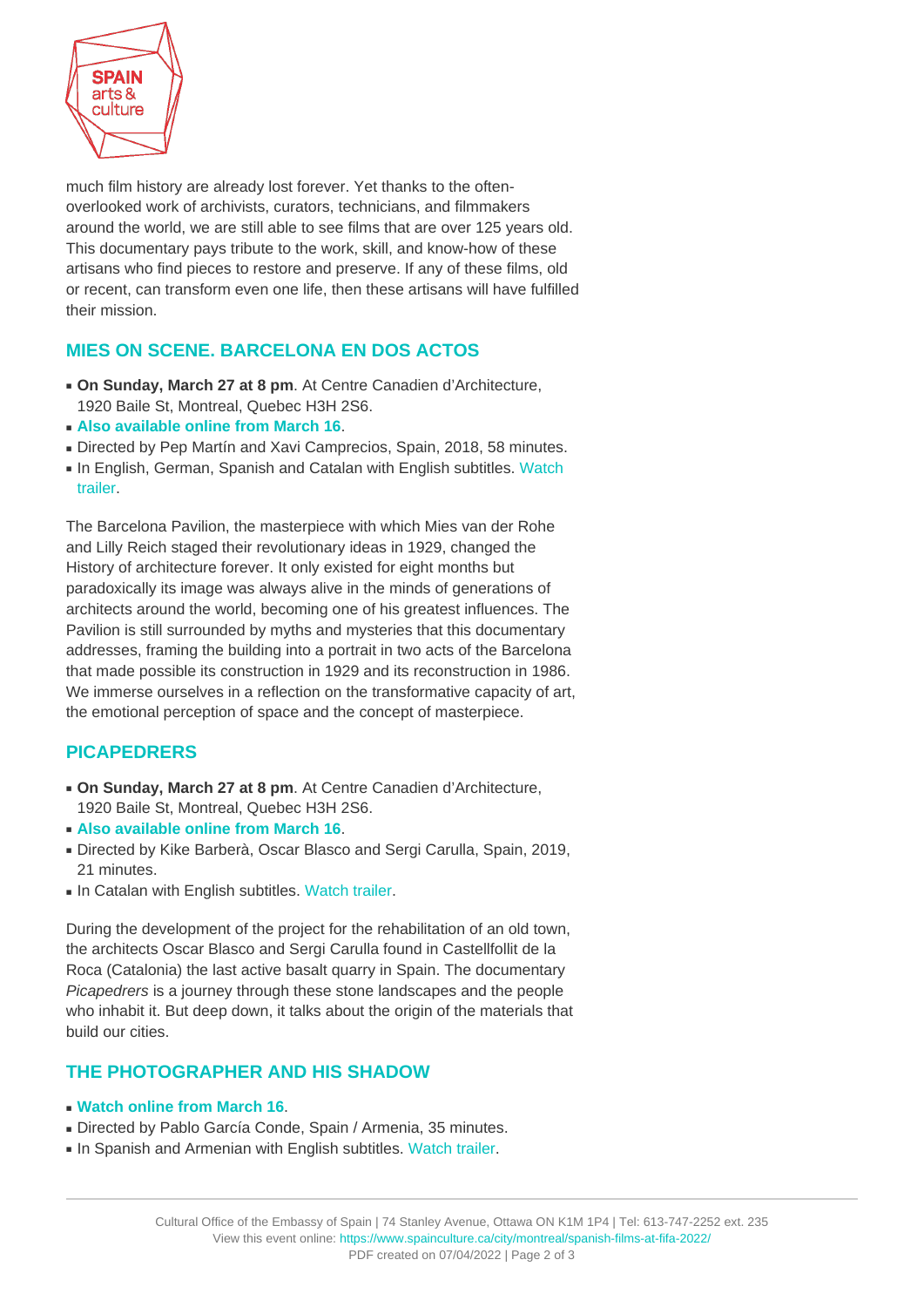much film history are already lost forever. Yet thanks to the often-overlooked work of archivists, curators, technicians, and filmmakers around the world, we are still able to see films that are over 125 years old. This documentary pays tribute to the work, skill, and know-how of these artisans who find pieces to restore and preserve. If any of these films, old or recent, can transform even one life, then these artisans will have fulfilled their mission.

## MIES ON SCENE. BARCELONA EN DOS ACTOS

- **On Sunday, March 27 at 8 pm**. At Centre Canadien d'Architecture, 1920 Baile St, Montreal, Quebec H3H 2S6.
- **Also available online from March 16**.
- Directed by Pep Martín and Xavi Camprecios, Spain, 2018, 58 minutes.
- In English, German, Spanish and Catalan with English subtitles. Watch trailer.

The Barcelona Pavilion, the masterpiece with which Mies van der Rohe and Lilly Reich staged their revolutionary ideas in 1929, changed the History of architecture forever. It only existed for eight months but paradoxically its image was always alive in the minds of generations of architects around the world, becoming one of his greatest influences. The Pavilion is still surrounded by myths and mysteries that this documentary addresses, framing the building into a portrait in two acts of the Barcelona that made possible its construction in 1929 and its reconstruction in 1986. We immerse ourselves in a reflection on the transformative capacity of art, the emotional perception of space and the concept of masterpiece.

## PICAPEDRERS

- **On Sunday, March 27 at 8 pm**. At Centre Canadien d'Architecture, 1920 Baile St, Montreal, Quebec H3H 2S6.
- **Also available online from March 16**.
- Directed by Kike Barberà, Oscar Blasco and Sergi Carulla, Spain, 2019, 21 minutes.
- In Catalan with English subtitles. Watch trailer.

During the development of the project for the rehabilitation of an old town, the architects Oscar Blasco and Sergi Carulla found in Castellfollit de la Roca (Catalonia) the last active basalt quarry in Spain. The documentary *Picapedrers* is a journey through these stone landscapes and the people who inhabit it. But deep down, it talks about the origin of the materials that build our cities.

## THE PHOTOGRAPHER AND HIS SHADOW

- **Watch online from March 16**.
- Directed by Pablo García Conde, Spain / Armenia, 35 minutes.
- In Spanish and Armenian with English subtitles. Watch trailer.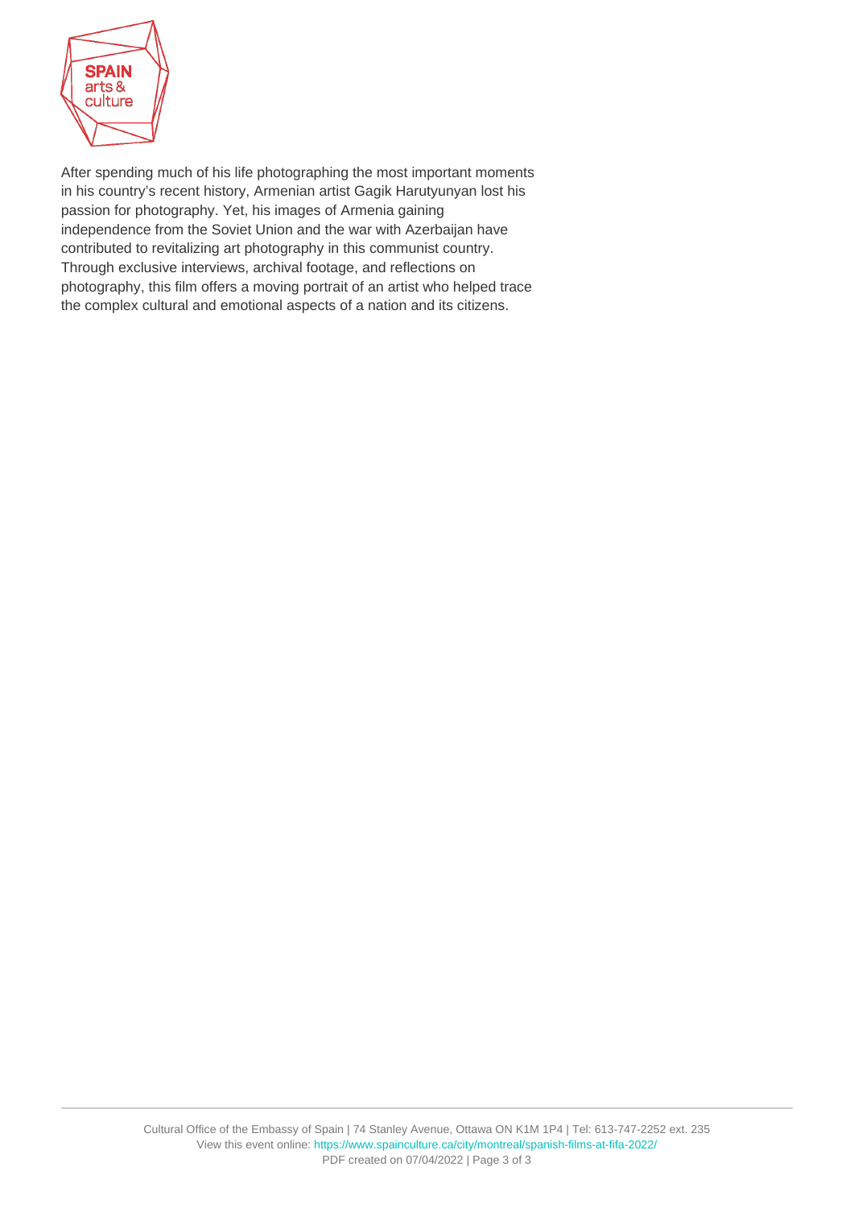After spending much of his life photographing the most important moments in his country's recent history, Armenian artist Gagik Harutyunyan lost his passion for photography. Yet, his images of Armenia gaining independence from the Soviet Union and the war with Azerbaijan have contributed to revitalizing art photography in this communist country. Through exclusive interviews, archival footage, and reflections on photography, this film offers a moving portrait of an artist who helped trace the complex cultural and emotional aspects of a nation and its citizens.